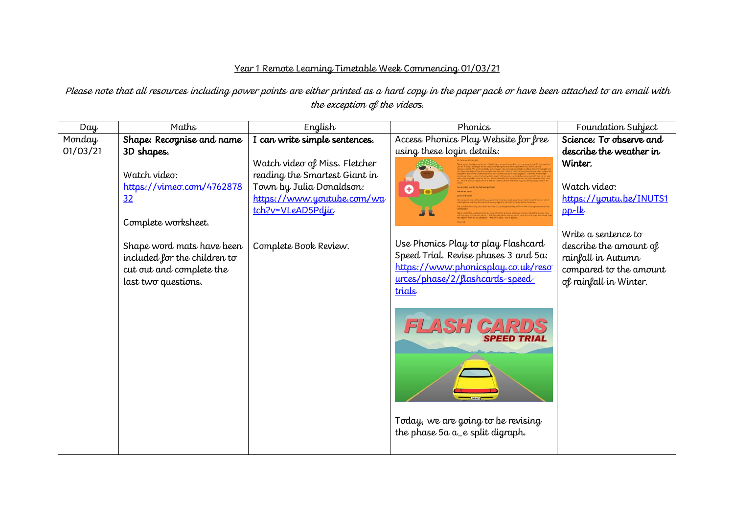Year 1 Remote Learning Timetable Week Commencing 01/03/21

*Please note that all resources including power points are either printed as a hard copy in the paper pack or have been attached to an email with the exception of the videos.*

| Day | Maths | English | Phonics | Foundation Subject |
|---|---|---|---|---|
| Monday 01/03/21 | **Shape: Recognise and name 3D shapes.**<br><br>Watch video: https://vimeo.com/476287832<br><br>Complete worksheet.<br><br>Shape word mats have been included for the children to cut out and complete the last two questions. | **I can write simple sentences.**<br><br>Watch video of Miss. Fletcher reading the Smartest Giant in Town by Julia Donaldson: https://www.youtube.com/watch?v=VLeAD5Pdjic<br><br>Complete Book Review. | Access Phonics Play Website for free using these login details:<br><br>Use Phonics Play to play Flashcard Speed Trial. Revise phases 3 and 5a: https://www.phonicsplay.co.uk/resources/phase/2/flashcards-speed-trials<br><br>Today, we are going to be revising the phase 5a a_e split digraph. | **Science: To observe and describe the weather in Winter.**<br><br>Watch video: https://youtu.be/INUTS1pp-lk<br><br>Write a sentence to describe the amount of rainfall in Autumn compared to the amount of rainfall in Winter. |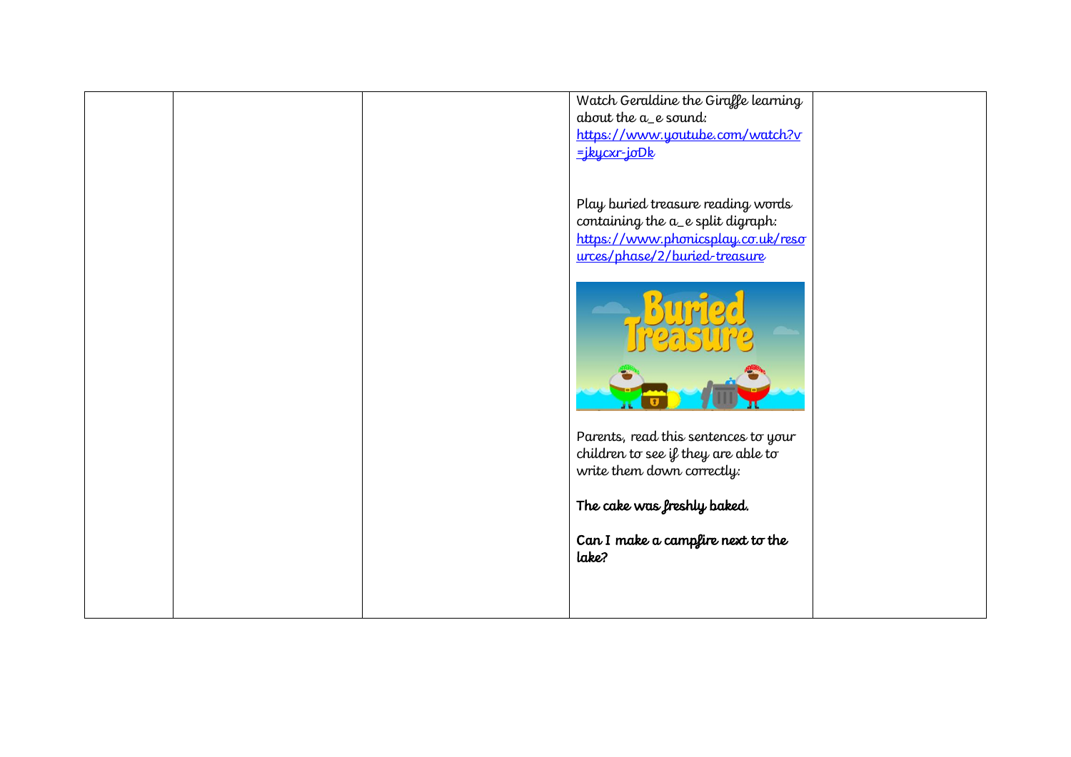| | | | | |
|---|---|---|---|---|
| | | | Watch Geraldine the Giraffe learning about the a_e sound: https://www.youtube.com/watch?v=jkycxr-joDk<br><br>Play buried treasure reading words containing the a_e split digraph: https://www.phonicsplay.co.uk/resources/phase/2/buried-treasure<br><br>Parents, read this sentences to your children to see if they are able to write them down correctly:<br><br>**The cake was freshly baked.**<br><br>**Can I make a campfire next to the lake?** | |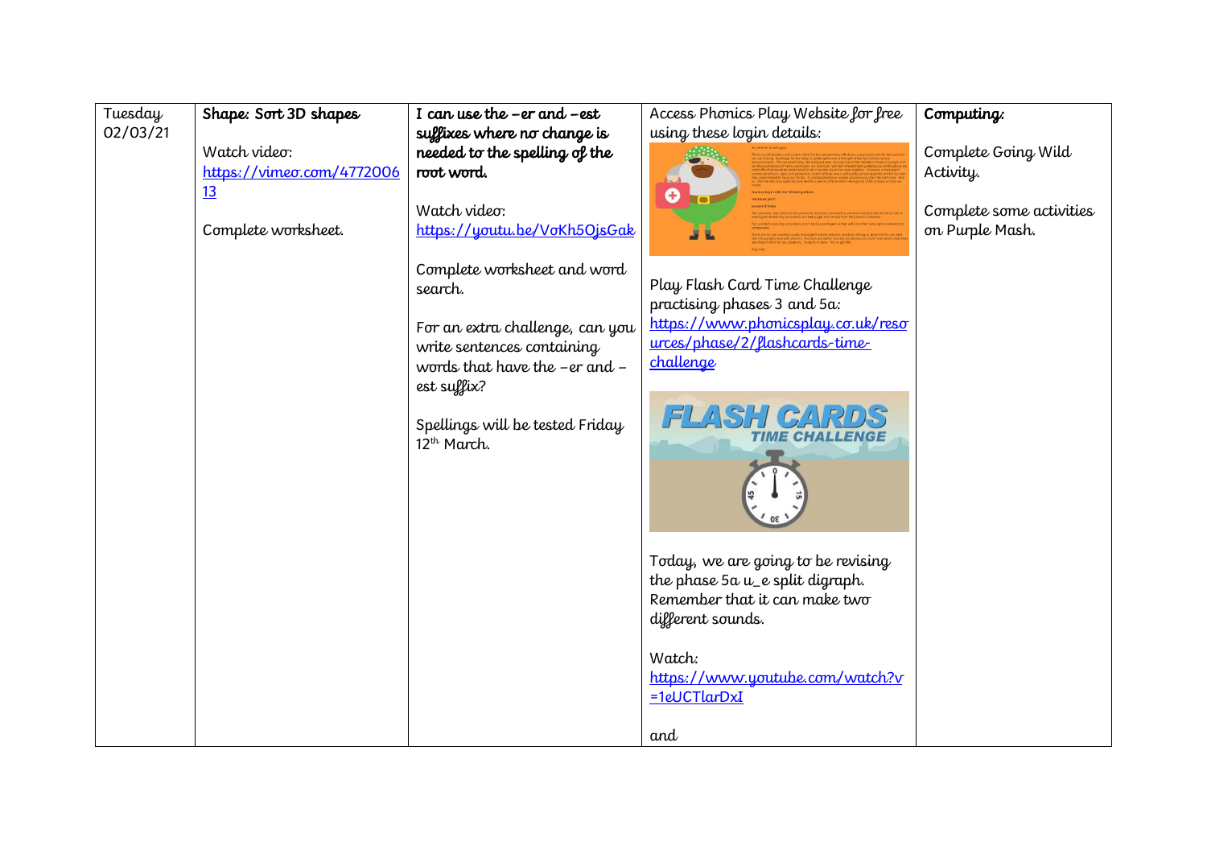| Tuesday 02/03/21 | **Shape: Sort 3D shapes**<br><br>Watch video:<br>https://vimeo.com/477200613<br><br>Complete worksheet. | **I can use the –er and –est suffixes where no change is needed to the spelling of the root word.**<br><br>Watch video:<br>https://youtu.be/VoKh5OjsGak<br><br>Complete worksheet and word search.<br><br>For an extra challenge, can you write sentences containing words that have the –er and –est suffix?<br><br>Spellings will be tested Friday 12th March. | Access Phonics Play Website for free using these login details:<br><br>Play Flash Card Time Challenge practising phases 3 and 5a:<br>https://www.phonicsplay.co.uk/resources/phase/2/flashcards-time-challenge<br><br>Today, we are going to be revising the phase 5a u_e split digraph. Remember that it can make two different sounds.<br><br>Watch:<br>https://www.youtube.com/watch?v=1eUCTlarDxI<br><br>and | **Computing:**<br><br>Complete Going Wild Activity.<br><br>Complete some activities on Purple Mash. |
|---|---|---|---|---|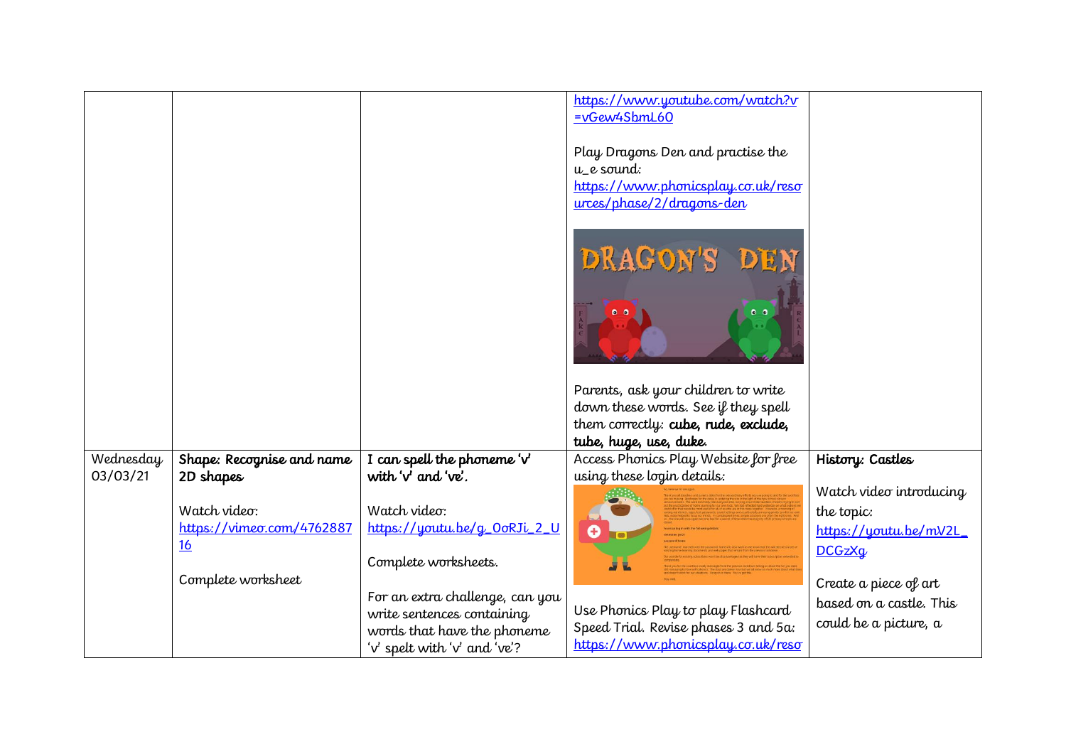| | | | | |
|---|---|---|---|---|
| | | | https://www.youtube.com/watch?v=vGew4SbmL6O<br><br>Play Dragons Den and practise the u_e sound:<br>https://www.phonicsplay.co.uk/resources/phase/2/dragons-den<br><br>Parents, ask your children to write down these words. See if they spell them correctly: **cube, rude, exclude, tube, huge, use, duke.** | |
| Wednesday 03/03/21 | **Shape: Recognise and name 2D shapes**<br><br>Watch video:<br>https://vimeo.com/476288716<br><br>Complete worksheet | **I can spell the phoneme 'v' with 'v' and 've'.**<br><br>Watch video:<br>https://youtu.be/g_OoRJi_2_U<br><br>Complete worksheets.<br><br>For an extra challenge, can you write sentences containing words that have the phoneme 'v' spelt with 'v' and 've'? | Access Phonics Play Website for free using these login details:<br><br>Use Phonics Play to play Flashcard Speed Trial. Revise phases 3 and 5a:<br>https://www.phonicsplay.co.uk/reso | **History: Castles**<br><br>Watch video introducing the topic:<br>https://youtu.be/mV2L_DCGzXg<br><br>Create a piece of art based on a castle. This could be a picture, a |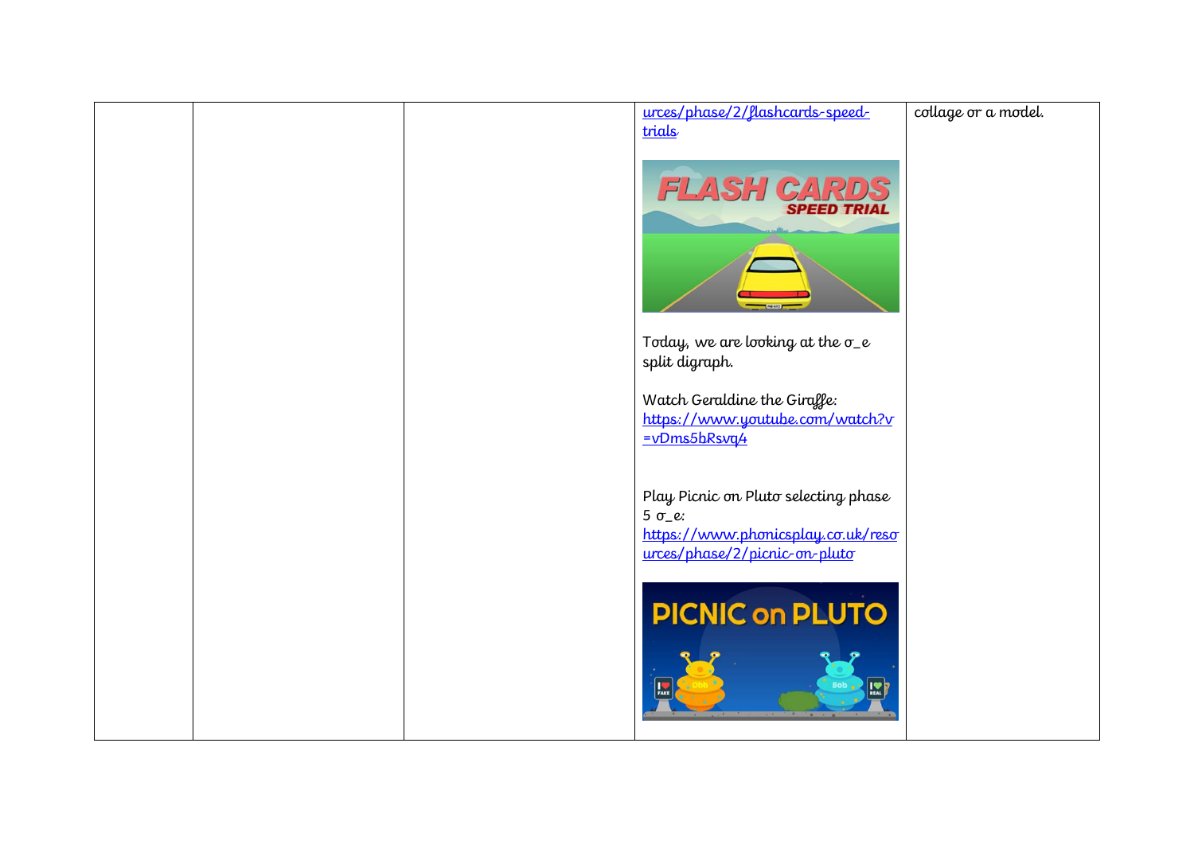|  |  |  | urces/phase/2/flashcards-speed-trials<br><br>Today, we are looking at the o_e split digraph.<br><br>Watch Geraldine the Giraffe: https://www.youtube.com/watch?v=vDms5bRsvq4<br><br>Play Picnic on Pluto selecting phase 5 o_e: https://www.phonicsplay.co.uk/resources/phase/2/picnic-on-pluto | collage or a model. |
|---|---|---|---|---|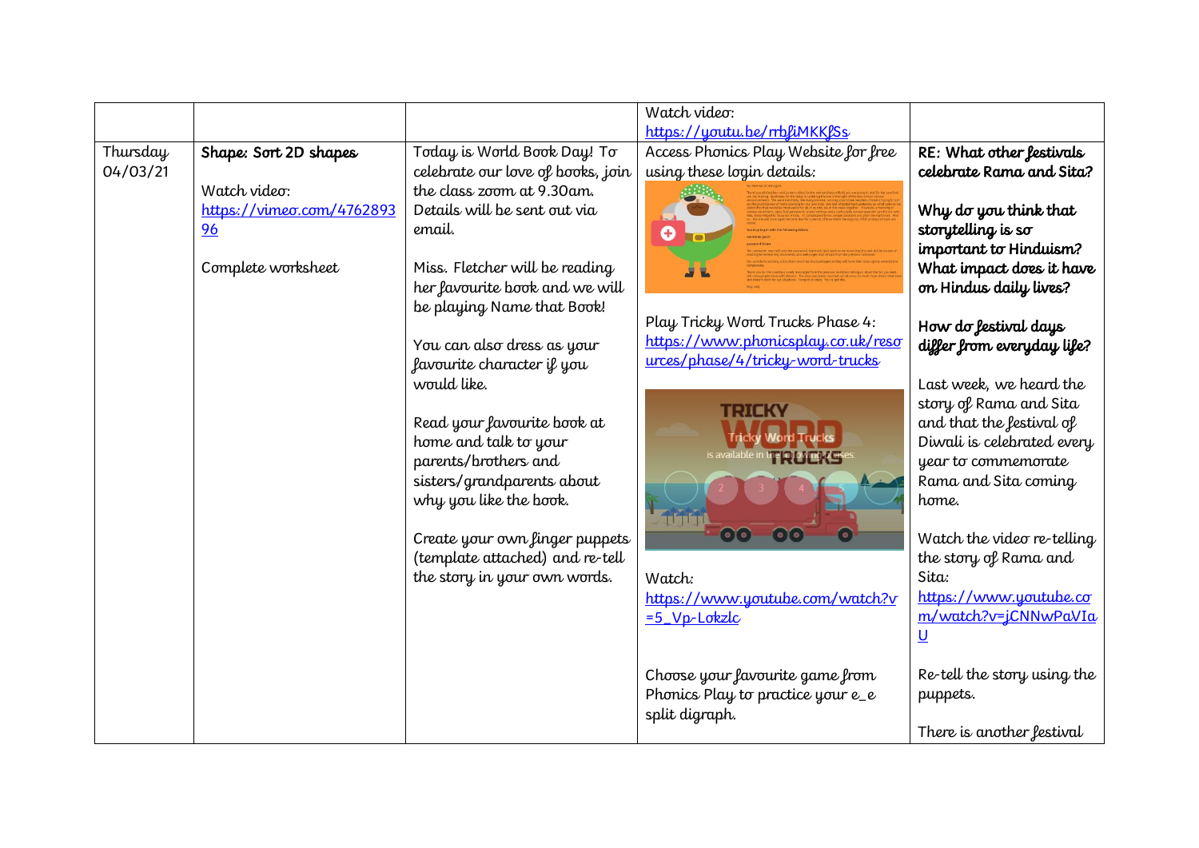| | | | | |
|---|---|---|---|---|
| | | | Watch video:<br>https://youtu.be/rrbfiMKKfSs | |
| Thursday 04/03/21 | **Shape: Sort 2D shapes**<br><br>Watch video:<br>https://vimeo.com/476289396<br><br>Complete worksheet | Today is World Book Day! To celebrate our love of books, join the class zoom at 9.30am. Details will be sent out via email.<br><br>Miss. Fletcher will be reading her favourite book and we will be playing Name that Book!<br><br>You can also dress as your favourite character if you would like.<br><br>Read your favourite book at home and talk to your parents/brothers and sisters/grandparents about why you like the book.<br><br>Create your own finger puppets (template attached) and re-tell the story in your own words. | Access Phonics Play Website for free using these login details:<br><br>Play Tricky Word Trucks Phase 4:<br>https://www.phonicsplay.co.uk/resources/phase/4/tricky-word-trucks<br><br>Watch:<br>https://www.youtube.com/watch?v=5_Vp-Lokzlc<br><br>Choose your favourite game from Phonics Play to practice your e_e split digraph. | **RE: What other festivals celebrate Rama and Sita?**<br><br>**Why do you think that storytelling is so important to Hinduism? What impact does it have on Hindus daily lives?**<br><br>**How do festival days differ from everyday life?**<br><br>Last week, we heard the story of Rama and Sita and that the festival of Diwali is celebrated every year to commemorate Rama and Sita coming home.<br><br>Watch the video re-telling the story of Rama and Sita:<br>https://www.youtube.com/watch?v=jCNNwPaVIaU<br><br>Re-tell the story using the puppets.<br><br>There is another festival |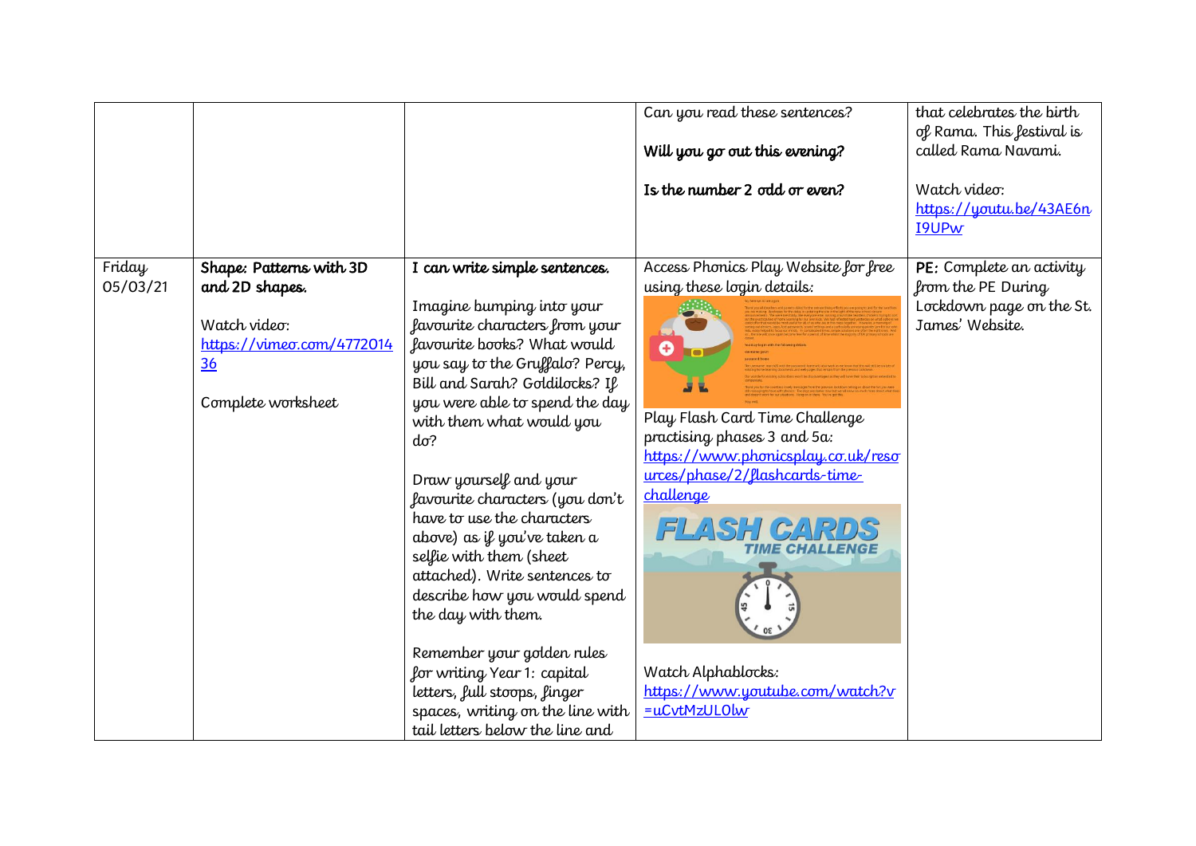| | | | | |
|---|---|---|---|---|
| | | | Can you read these sentences?<br><br>**Will you go out this evening?**<br><br>**Is the number 2 odd or even?** | that celebrates the birth of Rama. This festival is called Rama Navami.<br><br>Watch video:<br>https://youtu.be/43AE6nI9UPw |
| Friday 05/03/21 | **Shape: Patterns with 3D and 2D shapes.**<br><br>Watch video:<br>https://vimeo.com/477201436<br><br>Complete worksheet | **I can write simple sentences.**<br><br>Imagine bumping into your favourite characters from your favourite books? What would you say to the Gruffalo? Percy, Bill and Sarah? Goldilocks? If you were able to spend the day with them what would you do?<br><br>Draw yourself and your favourite characters (you don't have to use the characters above) as if you've taken a selfie with them (sheet attached). Write sentences to describe how you would spend the day with them.<br><br>Remember your golden rules for writing Year 1: capital letters, full stops, finger spaces, writing on the line with tail letters below the line and | Access Phonics Play Website for free using these login details:<br><br>Play Flash Card Time Challenge practising phases 3 and 5a:<br>https://www.phonicsplay.co.uk/resources/phase/2/flashcards-time-challenge<br><br>FLASH CARDS TIME CHALLENGE<br><br>Watch Alphablocks:<br>https://www.youtube.com/watch?v=uCvtMzUL0lw | **PE:** Complete an activity from the PE During Lockdown page on the St. James' Website. |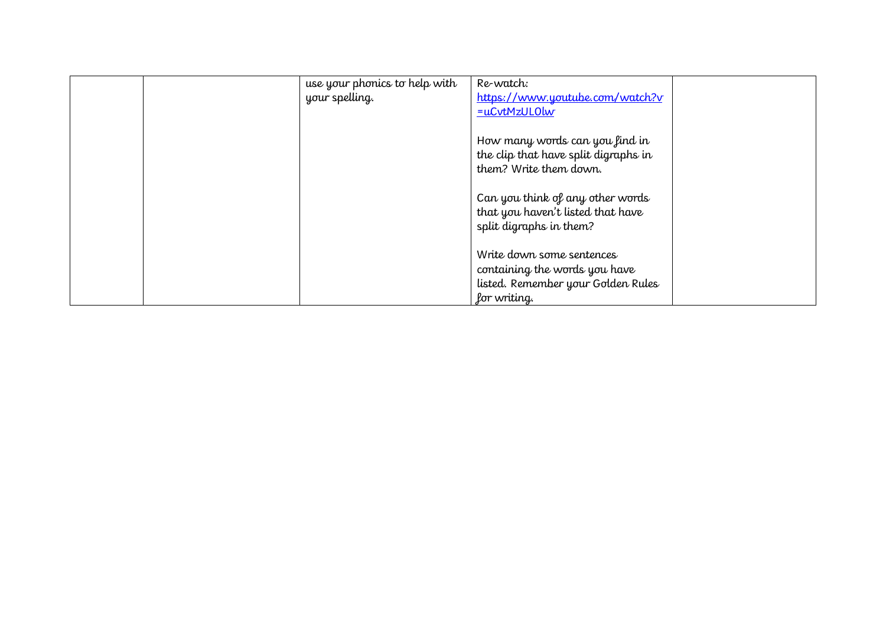| | | | | |
|---|---|---|---|---|
| | | use your phonics to help with your spelling. | Re-watch: [https://www.youtube.com/watch?v=uCvtMzUL0lw](https://www.youtube.com/watch?v=uCvtMzUL0lw)<br><br>How many words can you find in the clip that have split digraphs in them? Write them down.<br><br>Can you think of any other words that you haven't listed that have split digraphs in them?<br><br>Write down some sentences containing the words you have listed. Remember your Golden Rules for writing. | |